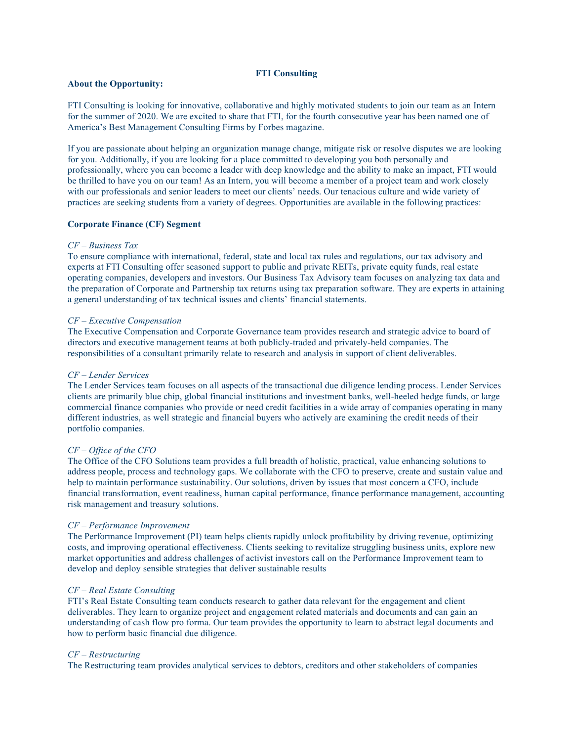# FTI Consulting

**About the Opportunity:**

FTI Consulting is looking for innovative, collaborative and highly motivated students to join our team as an Intern for the summer of 2020. We are excited to share that FTI, for the fourth consecutive year has been named one of America's Best Management Consulting Firms by Forbes magazine.

If you are passionate about helping an organization manage change, mitigate risk or resolve disputes we are looking for you. Additionally, if you are looking for a place committed to developing you both personally and professionally, where you can become a leader with deep knowledge and the ability to make an impact, FTI would be thrilled to have you on our team! As an Intern, you will become a member of a project team and work closely with our professionals and senior leaders to meet our clients' needs. Our tenacious culture and wide variety of practices are seeking students from a variety of degrees. Opportunities are available in the following practices:

**Corporate Finance (CF) Segment**

*CF – Business Tax*
To ensure compliance with international, federal, state and local tax rules and regulations, our tax advisory and experts at FTI Consulting offer seasoned support to public and private REITs, private equity funds, real estate operating companies, developers and investors. Our Business Tax Advisory team focuses on analyzing tax data and the preparation of Corporate and Partnership tax returns using tax preparation software. They are experts in attaining a general understanding of tax technical issues and clients' financial statements.

*CF – Executive Compensation*
The Executive Compensation and Corporate Governance team provides research and strategic advice to board of directors and executive management teams at both publicly-traded and privately-held companies. The responsibilities of a consultant primarily relate to research and analysis in support of client deliverables.

*CF – Lender Services*
The Lender Services team focuses on all aspects of the transactional due diligence lending process. Lender Services clients are primarily blue chip, global financial institutions and investment banks, well-heeled hedge funds, or large commercial finance companies who provide or need credit facilities in a wide array of companies operating in many different industries, as well strategic and financial buyers who actively are examining the credit needs of their portfolio companies.

*CF – Office of the CFO*
The Office of the CFO Solutions team provides a full breadth of holistic, practical, value enhancing solutions to address people, process and technology gaps. We collaborate with the CFO to preserve, create and sustain value and help to maintain performance sustainability. Our solutions, driven by issues that most concern a CFO, include financial transformation, event readiness, human capital performance, finance performance management, accounting risk management and treasury solutions.

*CF – Performance Improvement*
The Performance Improvement (PI) team helps clients rapidly unlock profitability by driving revenue, optimizing costs, and improving operational effectiveness. Clients seeking to revitalize struggling business units, explore new market opportunities and address challenges of activist investors call on the Performance Improvement team to develop and deploy sensible strategies that deliver sustainable results

*CF – Real Estate Consulting*
FTI's Real Estate Consulting team conducts research to gather data relevant for the engagement and client deliverables. They learn to organize project and engagement related materials and documents and can gain an understanding of cash flow pro forma. Our team provides the opportunity to learn to abstract legal documents and how to perform basic financial due diligence.

*CF – Restructuring*
The Restructuring team provides analytical services to debtors, creditors and other stakeholders of companies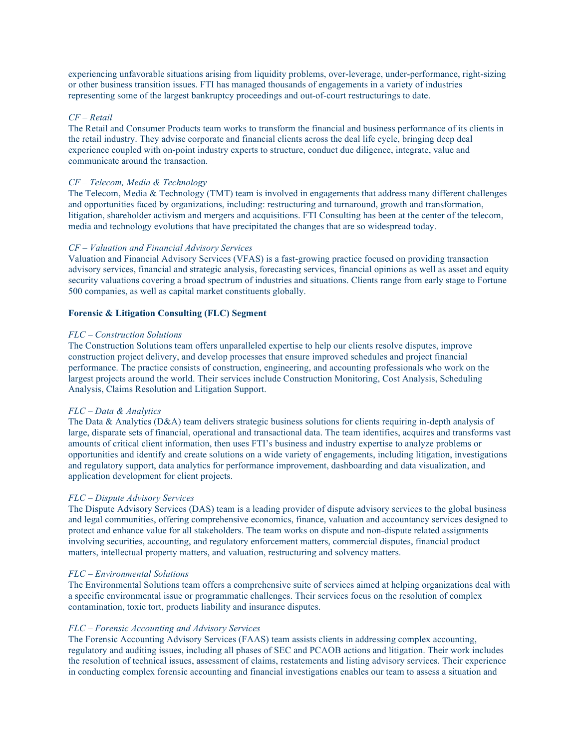experiencing unfavorable situations arising from liquidity problems, over-leverage, under-performance, right-sizing or other business transition issues. FTI has managed thousands of engagements in a variety of industries representing some of the largest bankruptcy proceedings and out-of-court restructurings to date.

*CF – Retail*

The Retail and Consumer Products team works to transform the financial and business performance of its clients in the retail industry. They advise corporate and financial clients across the deal life cycle, bringing deep deal experience coupled with on-point industry experts to structure, conduct due diligence, integrate, value and communicate around the transaction.

*CF – Telecom, Media & Technology*

The Telecom, Media & Technology (TMT) team is involved in engagements that address many different challenges and opportunities faced by organizations, including: restructuring and turnaround, growth and transformation, litigation, shareholder activism and mergers and acquisitions. FTI Consulting has been at the center of the telecom, media and technology evolutions that have precipitated the changes that are so widespread today.

*CF – Valuation and Financial Advisory Services*

Valuation and Financial Advisory Services (VFAS) is a fast-growing practice focused on providing transaction advisory services, financial and strategic analysis, forecasting services, financial opinions as well as asset and equity security valuations covering a broad spectrum of industries and situations. Clients range from early stage to Fortune 500 companies, as well as capital market constituents globally.

**Forensic & Litigation Consulting (FLC) Segment**

*FLC – Construction Solutions*

The Construction Solutions team offers unparalleled expertise to help our clients resolve disputes, improve construction project delivery, and develop processes that ensure improved schedules and project financial performance. The practice consists of construction, engineering, and accounting professionals who work on the largest projects around the world. Their services include Construction Monitoring, Cost Analysis, Scheduling Analysis, Claims Resolution and Litigation Support.

*FLC – Data & Analytics*

The Data & Analytics (D&A) team delivers strategic business solutions for clients requiring in-depth analysis of large, disparate sets of financial, operational and transactional data. The team identifies, acquires and transforms vast amounts of critical client information, then uses FTI's business and industry expertise to analyze problems or opportunities and identify and create solutions on a wide variety of engagements, including litigation, investigations and regulatory support, data analytics for performance improvement, dashboarding and data visualization, and application development for client projects.

*FLC – Dispute Advisory Services*

The Dispute Advisory Services (DAS) team is a leading provider of dispute advisory services to the global business and legal communities, offering comprehensive economics, finance, valuation and accountancy services designed to protect and enhance value for all stakeholders. The team works on dispute and non-dispute related assignments involving securities, accounting, and regulatory enforcement matters, commercial disputes, financial product matters, intellectual property matters, and valuation, restructuring and solvency matters.

*FLC – Environmental Solutions*

The Environmental Solutions team offers a comprehensive suite of services aimed at helping organizations deal with a specific environmental issue or programmatic challenges. Their services focus on the resolution of complex contamination, toxic tort, products liability and insurance disputes.

*FLC – Forensic Accounting and Advisory Services*

The Forensic Accounting Advisory Services (FAAS) team assists clients in addressing complex accounting, regulatory and auditing issues, including all phases of SEC and PCAOB actions and litigation. Their work includes the resolution of technical issues, assessment of claims, restatements and listing advisory services. Their experience in conducting complex forensic accounting and financial investigations enables our team to assess a situation and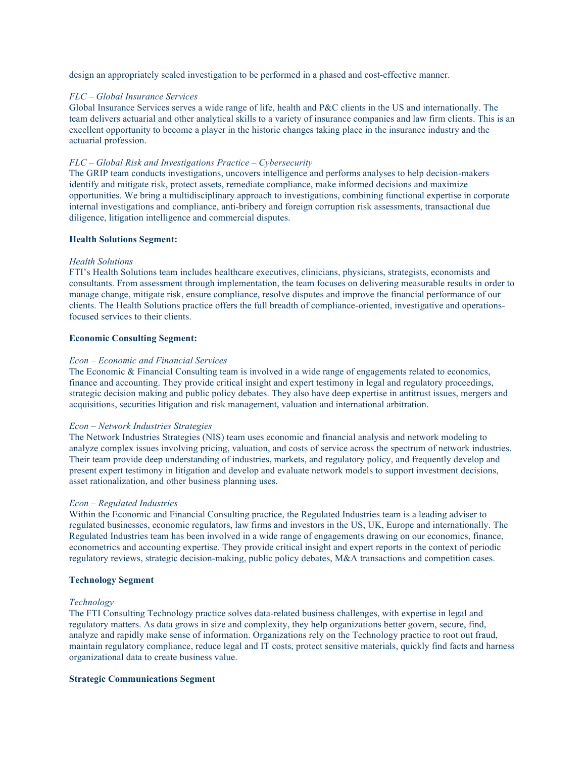design an appropriately scaled investigation to be performed in a phased and cost-effective manner.

*FLC – Global Insurance Services*
Global Insurance Services serves a wide range of life, health and P&C clients in the US and internationally. The team delivers actuarial and other analytical skills to a variety of insurance companies and law firm clients. This is an excellent opportunity to become a player in the historic changes taking place in the insurance industry and the actuarial profession.

*FLC – Global Risk and Investigations Practice – Cybersecurity*
The GRIP team conducts investigations, uncovers intelligence and performs analyses to help decision-makers identify and mitigate risk, protect assets, remediate compliance, make informed decisions and maximize opportunities. We bring a multidisciplinary approach to investigations, combining functional expertise in corporate internal investigations and compliance, anti-bribery and foreign corruption risk assessments, transactional due diligence, litigation intelligence and commercial disputes.

**Health Solutions Segment:**

*Health Solutions*
FTI's Health Solutions team includes healthcare executives, clinicians, physicians, strategists, economists and consultants. From assessment through implementation, the team focuses on delivering measurable results in order to manage change, mitigate risk, ensure compliance, resolve disputes and improve the financial performance of our clients. The Health Solutions practice offers the full breadth of compliance-oriented, investigative and operations-focused services to their clients.

**Economic Consulting Segment:**

*Econ – Economic and Financial Services*
The Economic & Financial Consulting team is involved in a wide range of engagements related to economics, finance and accounting. They provide critical insight and expert testimony in legal and regulatory proceedings, strategic decision making and public policy debates. They also have deep expertise in antitrust issues, mergers and acquisitions, securities litigation and risk management, valuation and international arbitration.

*Econ – Network Industries Strategies*
The Network Industries Strategies (NIS) team uses economic and financial analysis and network modeling to analyze complex issues involving pricing, valuation, and costs of service across the spectrum of network industries. Their team provide deep understanding of industries, markets, and regulatory policy, and frequently develop and present expert testimony in litigation and develop and evaluate network models to support investment decisions, asset rationalization, and other business planning uses.

*Econ – Regulated Industries*
Within the Economic and Financial Consulting practice, the Regulated Industries team is a leading adviser to regulated businesses, economic regulators, law firms and investors in the US, UK, Europe and internationally. The Regulated Industries team has been involved in a wide range of engagements drawing on our economics, finance, econometrics and accounting expertise. They provide critical insight and expert reports in the context of periodic regulatory reviews, strategic decision-making, public policy debates, M&A transactions and competition cases.

**Technology Segment**

*Technology*
The FTI Consulting Technology practice solves data-related business challenges, with expertise in legal and regulatory matters. As data grows in size and complexity, they help organizations better govern, secure, find, analyze and rapidly make sense of information. Organizations rely on the Technology practice to root out fraud, maintain regulatory compliance, reduce legal and IT costs, protect sensitive materials, quickly find facts and harness organizational data to create business value.

**Strategic Communications Segment**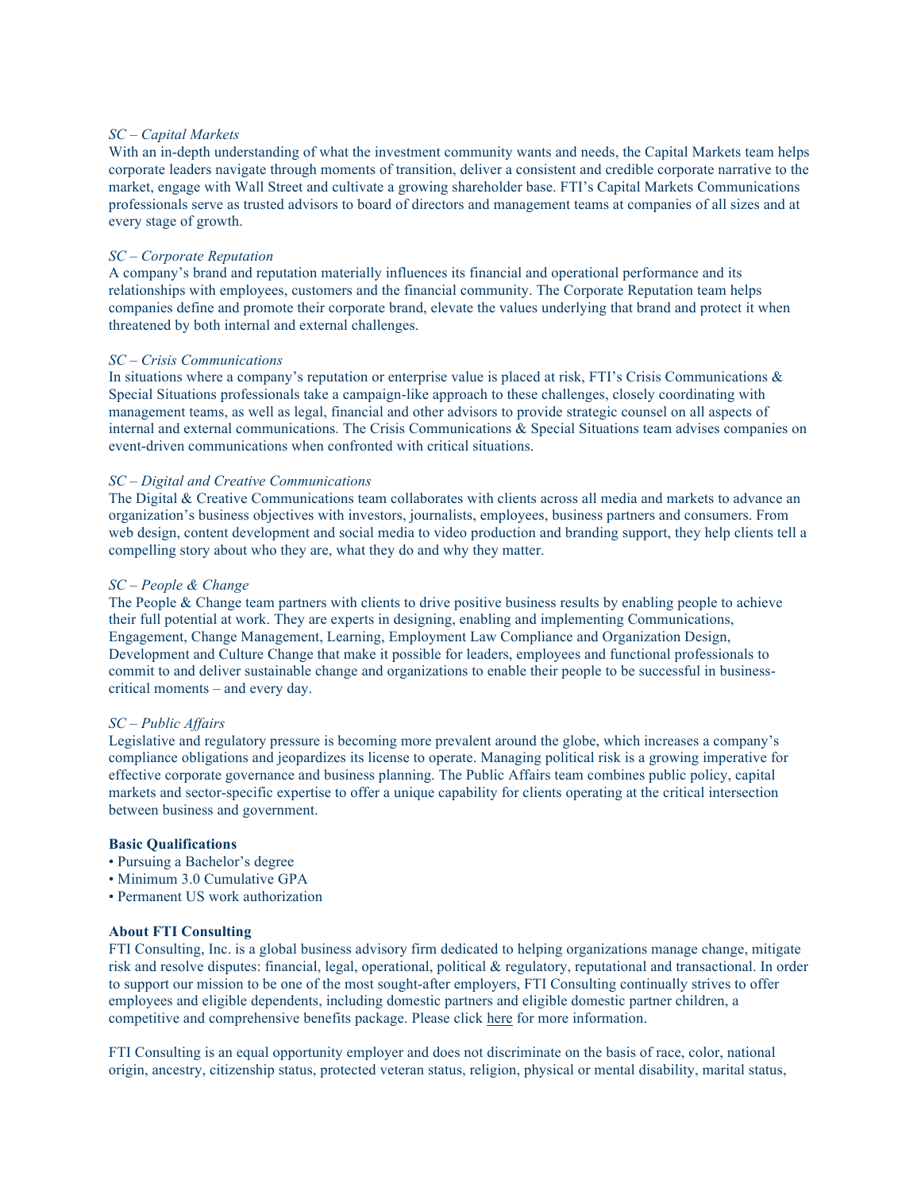*SC – Capital Markets*

With an in-depth understanding of what the investment community wants and needs, the Capital Markets team helps corporate leaders navigate through moments of transition, deliver a consistent and credible corporate narrative to the market, engage with Wall Street and cultivate a growing shareholder base. FTI's Capital Markets Communications professionals serve as trusted advisors to board of directors and management teams at companies of all sizes and at every stage of growth.

*SC – Corporate Reputation*

A company's brand and reputation materially influences its financial and operational performance and its relationships with employees, customers and the financial community. The Corporate Reputation team helps companies define and promote their corporate brand, elevate the values underlying that brand and protect it when threatened by both internal and external challenges.

*SC – Crisis Communications*

In situations where a company's reputation or enterprise value is placed at risk, FTI's Crisis Communications & Special Situations professionals take a campaign-like approach to these challenges, closely coordinating with management teams, as well as legal, financial and other advisors to provide strategic counsel on all aspects of internal and external communications. The Crisis Communications & Special Situations team advises companies on event-driven communications when confronted with critical situations.

*SC – Digital and Creative Communications*

The Digital & Creative Communications team collaborates with clients across all media and markets to advance an organization's business objectives with investors, journalists, employees, business partners and consumers. From web design, content development and social media to video production and branding support, they help clients tell a compelling story about who they are, what they do and why they matter.

*SC – People & Change*

The People & Change team partners with clients to drive positive business results by enabling people to achieve their full potential at work. They are experts in designing, enabling and implementing Communications, Engagement, Change Management, Learning, Employment Law Compliance and Organization Design, Development and Culture Change that make it possible for leaders, employees and functional professionals to commit to and deliver sustainable change and organizations to enable their people to be successful in business-critical moments – and every day.

*SC – Public Affairs*

Legislative and regulatory pressure is becoming more prevalent around the globe, which increases a company's compliance obligations and jeopardizes its license to operate. Managing political risk is a growing imperative for effective corporate governance and business planning. The Public Affairs team combines public policy, capital markets and sector-specific expertise to offer a unique capability for clients operating at the critical intersection between business and government.

**Basic Qualifications**

- Pursuing a Bachelor's degree
- Minimum 3.0 Cumulative GPA
- Permanent US work authorization

**About FTI Consulting**

FTI Consulting, Inc. is a global business advisory firm dedicated to helping organizations manage change, mitigate risk and resolve disputes: financial, legal, operational, political & regulatory, reputational and transactional. In order to support our mission to be one of the most sought-after employers, FTI Consulting continually strives to offer employees and eligible dependents, including domestic partners and eligible domestic partner children, a competitive and comprehensive benefits package. Please click here for more information.

FTI Consulting is an equal opportunity employer and does not discriminate on the basis of race, color, national origin, ancestry, citizenship status, protected veteran status, religion, physical or mental disability, marital status,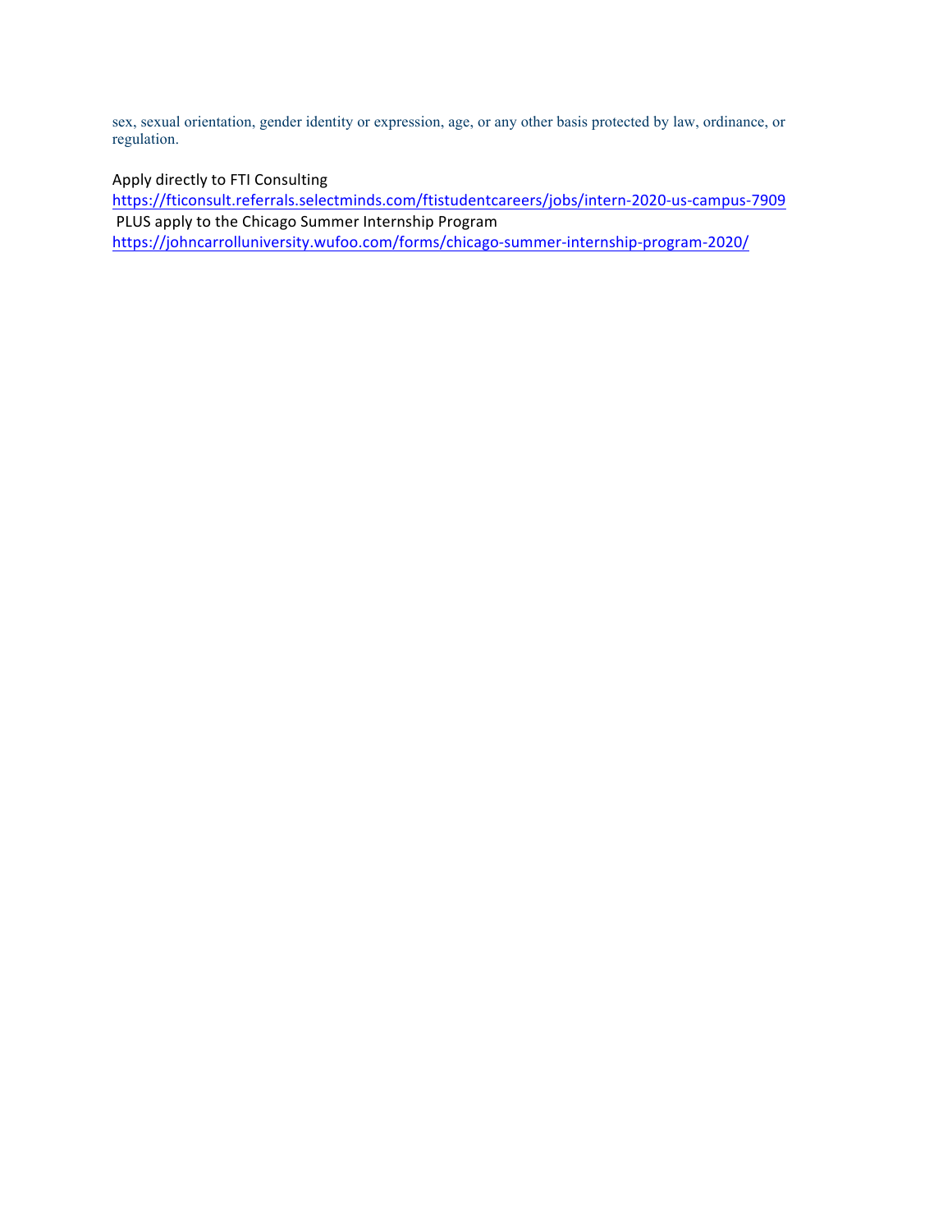sex, sexual orientation, gender identity or expression, age, or any other basis protected by law, ordinance, or regulation.

Apply directly to FTI Consulting
https://fticonsult.referrals.selectminds.com/ftistudentcareers/jobs/intern-2020-us-campus-7909
PLUS apply to the Chicago Summer Internship Program
https://johncarrolluniversity.wufoo.com/forms/chicago-summer-internship-program-2020/